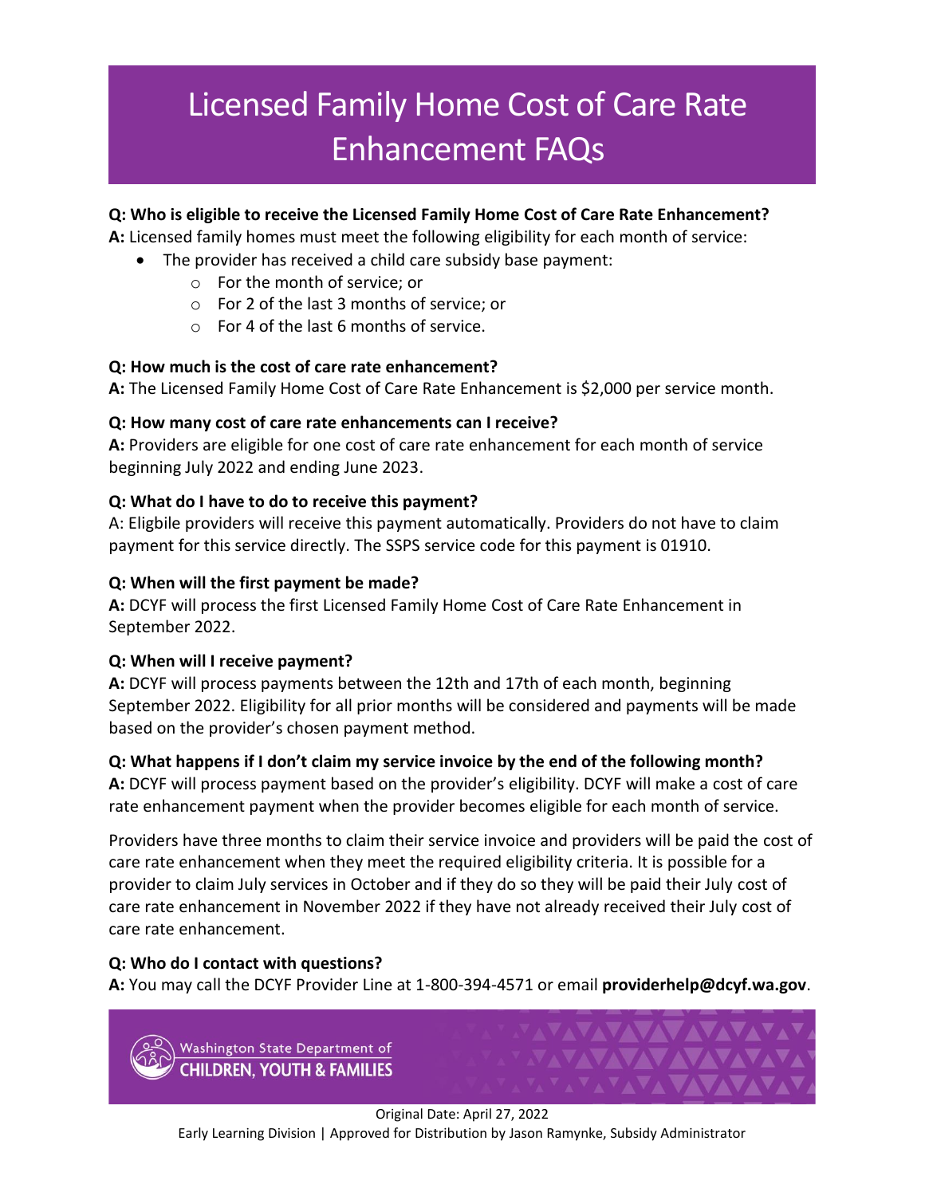# Licensed Family Home Cost of Care Rate Enhancement FAQs

**Q: Who is eligible to receive the Licensed Family Home Cost of Care Rate Enhancement?**

**A:** Licensed family homes must meet the following eligibility for each month of service:

- The provider has received a child care subsidy base payment:
  - For the month of service; or
  - For 2 of the last 3 months of service; or
  - For 4 of the last 6 months of service.

**Q: How much is the cost of care rate enhancement?**

**A:** The Licensed Family Home Cost of Care Rate Enhancement is $2,000 per service month.

**Q: How many cost of care rate enhancements can I receive?**

**A:** Providers are eligible for one cost of care rate enhancement for each month of service beginning July 2022 and ending June 2023.

**Q: What do I have to do to receive this payment?**

A: Eligbile providers will receive this payment automatically. Providers do not have to claim payment for this service directly. The SSPS service code for this payment is 01910.

**Q: When will the first payment be made?**

**A:** DCYF will process the first Licensed Family Home Cost of Care Rate Enhancement in September 2022.

**Q: When will I receive payment?**

**A:** DCYF will process payments between the 12th and 17th of each month, beginning September 2022. Eligibility for all prior months will be considered and payments will be made based on the provider's chosen payment method.

**Q: What happens if I don't claim my service invoice by the end of the following month?**

**A:** DCYF will process payment based on the provider's eligibility. DCYF will make a cost of care rate enhancement payment when the provider becomes eligible for each month of service.

Providers have three months to claim their service invoice and providers will be paid the cost of care rate enhancement when they meet the required eligibility criteria. It is possible for a provider to claim July services in October and if they do so they will be paid their July cost of care rate enhancement in November 2022 if they have not already received their July cost of care rate enhancement.

**Q: Who do I contact with questions?**

**A:** You may call the DCYF Provider Line at 1-800-394-4571 or email **providerhelp@dcyf.wa.gov**.

Washington State Department of CHILDREN, YOUTH & FAMILIES

Original Date: April 27, 2022

Early Learning Division | Approved for Distribution by Jason Ramynke, Subsidy Administrator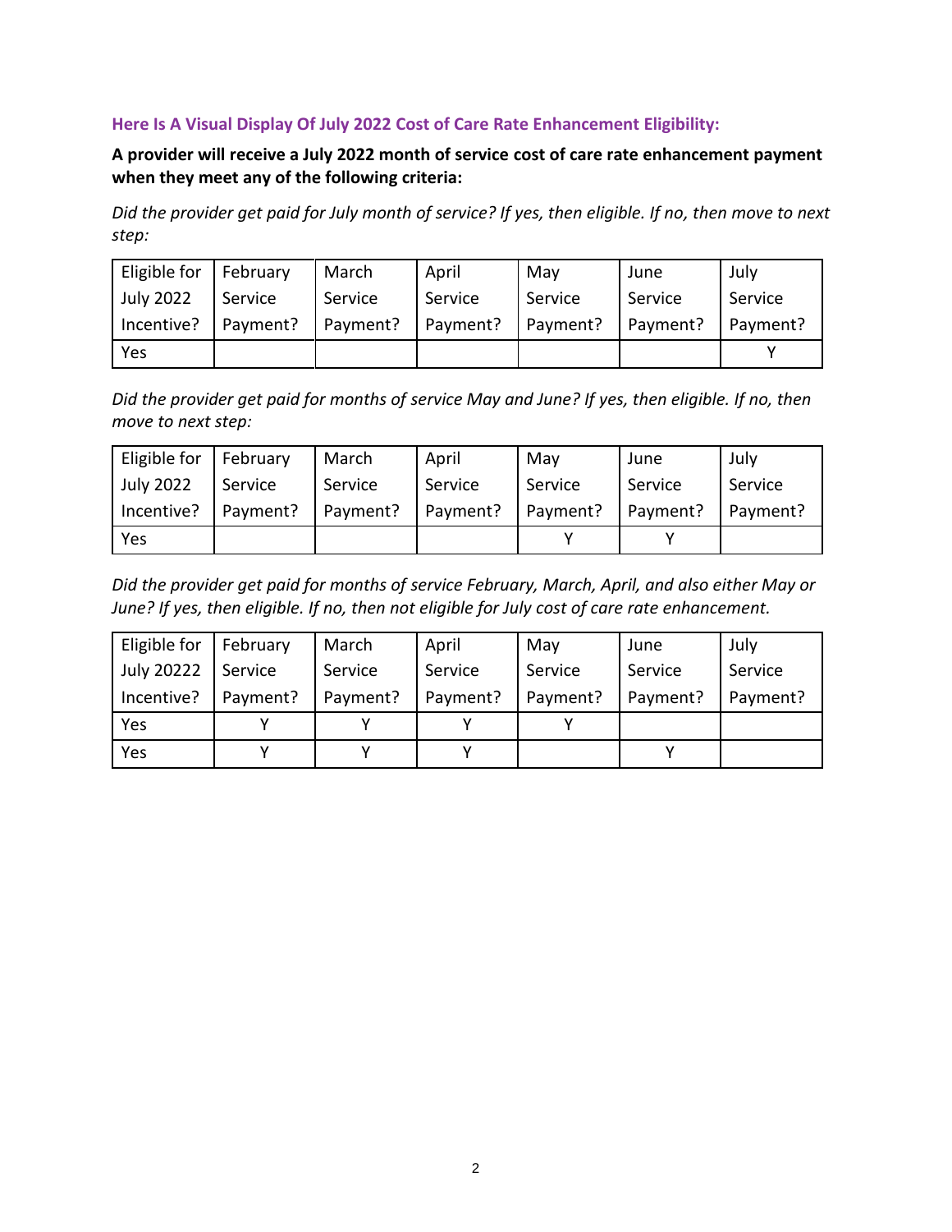### Here Is A Visual Display Of July 2022 Cost of Care Rate Enhancement Eligibility:

**A provider will receive a July 2022 month of service cost of care rate enhancement payment when they meet any of the following criteria:**

*Did the provider get paid for July month of service? If yes, then eligible. If no, then move to next step:*

| Eligible for July 2022 Incentive? | February Service Payment? | March Service Payment? | April Service Payment? | May Service Payment? | June Service Payment? | July Service Payment? |
|---|---|---|---|---|---|---|
| Yes | | | | | | Y |

*Did the provider get paid for months of service May and June? If yes, then eligible. If no, then move to next step:*

| Eligible for July 2022 Incentive? | February Service Payment? | March Service Payment? | April Service Payment? | May Service Payment? | June Service Payment? | July Service Payment? |
|---|---|---|---|---|---|---|
| Yes | | | | Y | Y | |

*Did the provider get paid for months of service February, March, April, and also either May or June? If yes, then eligible. If no, then not eligible for July cost of care rate enhancement.*

| Eligible for July 20222 Incentive? | February Service Payment? | March Service Payment? | April Service Payment? | May Service Payment? | June Service Payment? | July Service Payment? |
|---|---|---|---|---|---|---|
| Yes | Y | Y | Y | Y | | |
| Yes | Y | Y | Y | | Y | |